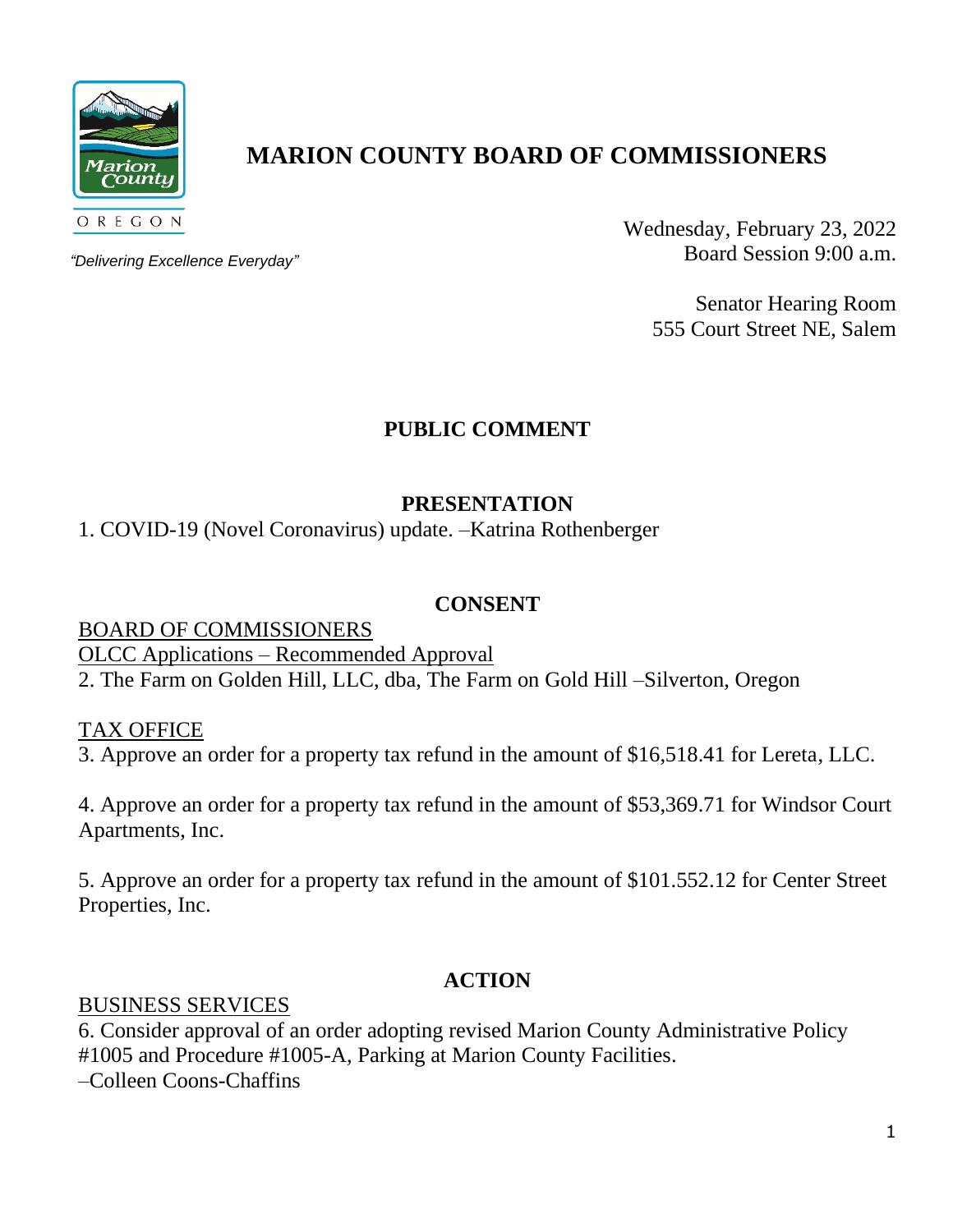# MARION COUNTY BOARD OF COMMISSIONERS

OREGON

*"Delivering Excellence Everyday"*

Wednesday, February 23, 2022
Board Session 9:00 a.m.

Senator Hearing Room
555 Court Street NE, Salem

## PUBLIC COMMENT

## PRESENTATION

1. COVID-19 (Novel Coronavirus) update. –Katrina Rothenberger

## CONSENT

BOARD OF COMMISSIONERS

OLCC Applications – Recommended Approval

2. The Farm on Golden Hill, LLC, dba, The Farm on Gold Hill –Silverton, Oregon

TAX OFFICE

3. Approve an order for a property tax refund in the amount of $16,518.41 for Lereta, LLC.

4. Approve an order for a property tax refund in the amount of $53,369.71 for Windsor Court Apartments, Inc.

5. Approve an order for a property tax refund in the amount of $101.552.12 for Center Street Properties, Inc.

## ACTION

BUSINESS SERVICES

6. Consider approval of an order adopting revised Marion County Administrative Policy #1005 and Procedure #1005-A, Parking at Marion County Facilities.
–Colleen Coons-Chaffins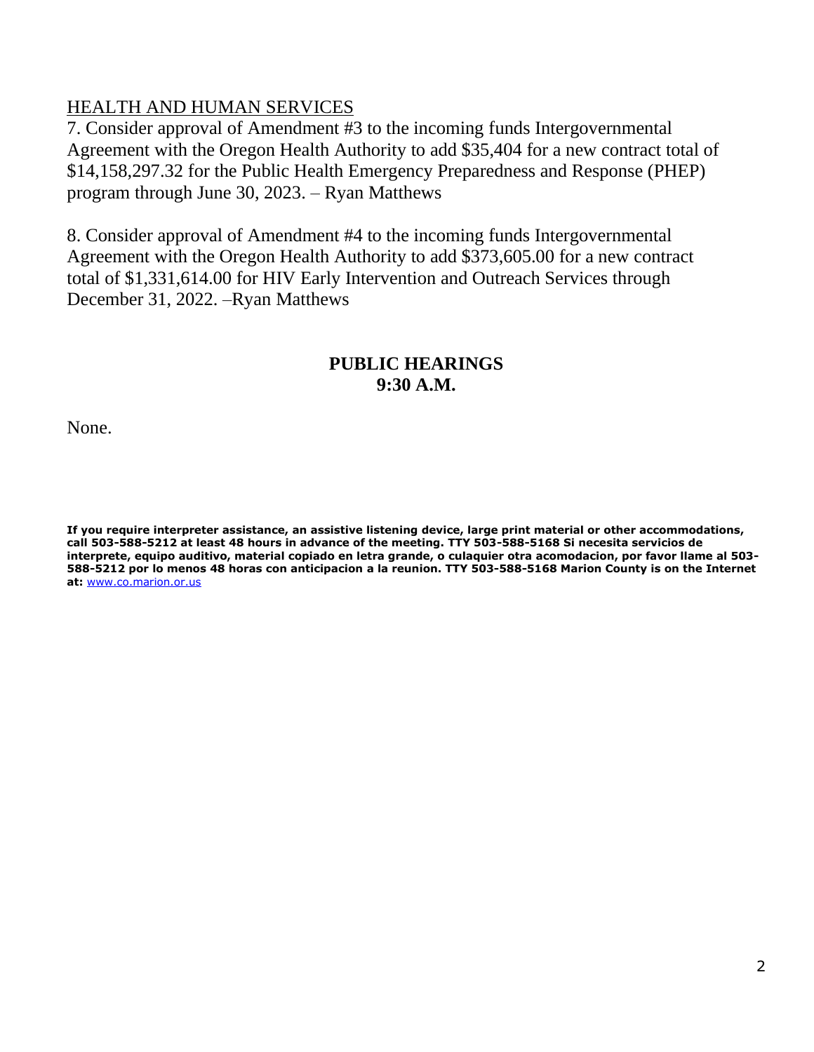## HEALTH AND HUMAN SERVICES

7. Consider approval of Amendment #3 to the incoming funds Intergovernmental Agreement with the Oregon Health Authority to add $35,404 for a new contract total of $14,158,297.32 for the Public Health Emergency Preparedness and Response (PHEP) program through June 30, 2023. – Ryan Matthews

8. Consider approval of Amendment #4 to the incoming funds Intergovernmental Agreement with the Oregon Health Authority to add $373,605.00 for a new contract total of $1,331,614.00 for HIV Early Intervention and Outreach Services through December 31, 2022. –Ryan Matthews

## PUBLIC HEARINGS
## 9:30 A.M.

None.

**If you require interpreter assistance, an assistive listening device, large print material or other accommodations, call 503-588-5212 at least 48 hours in advance of the meeting. TTY 503-588-5168 Si necesita servicios de interprete, equipo auditivo, material copiado en letra grande, o culaquier otra acomodacion, por favor llame al 503-588-5212 por lo menos 48 horas con anticipacion a la reunion. TTY 503-588-5168 Marion County is on the Internet at:** www.co.marion.or.us